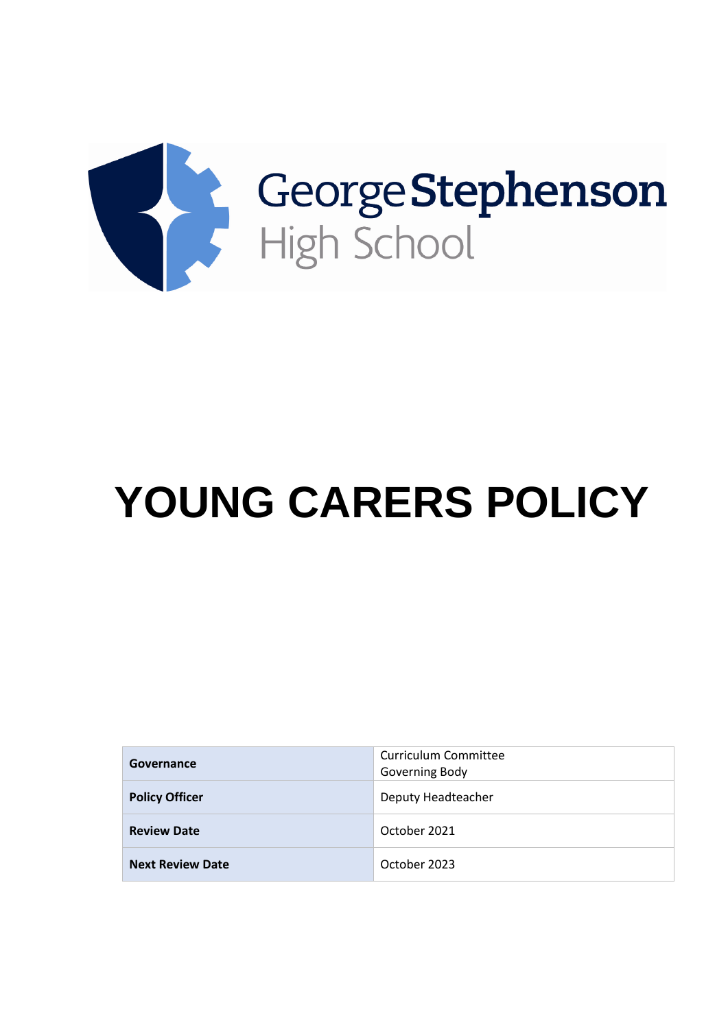George Stephenson
High School

# YOUNG CARERS POLICY

| **Governance** | Curriculum Committee<br>Governing Body |
| --- | --- |
| **Policy Officer** | Deputy Headteacher |
| **Review Date** | October 2021 |
| **Next Review Date** | October 2023 |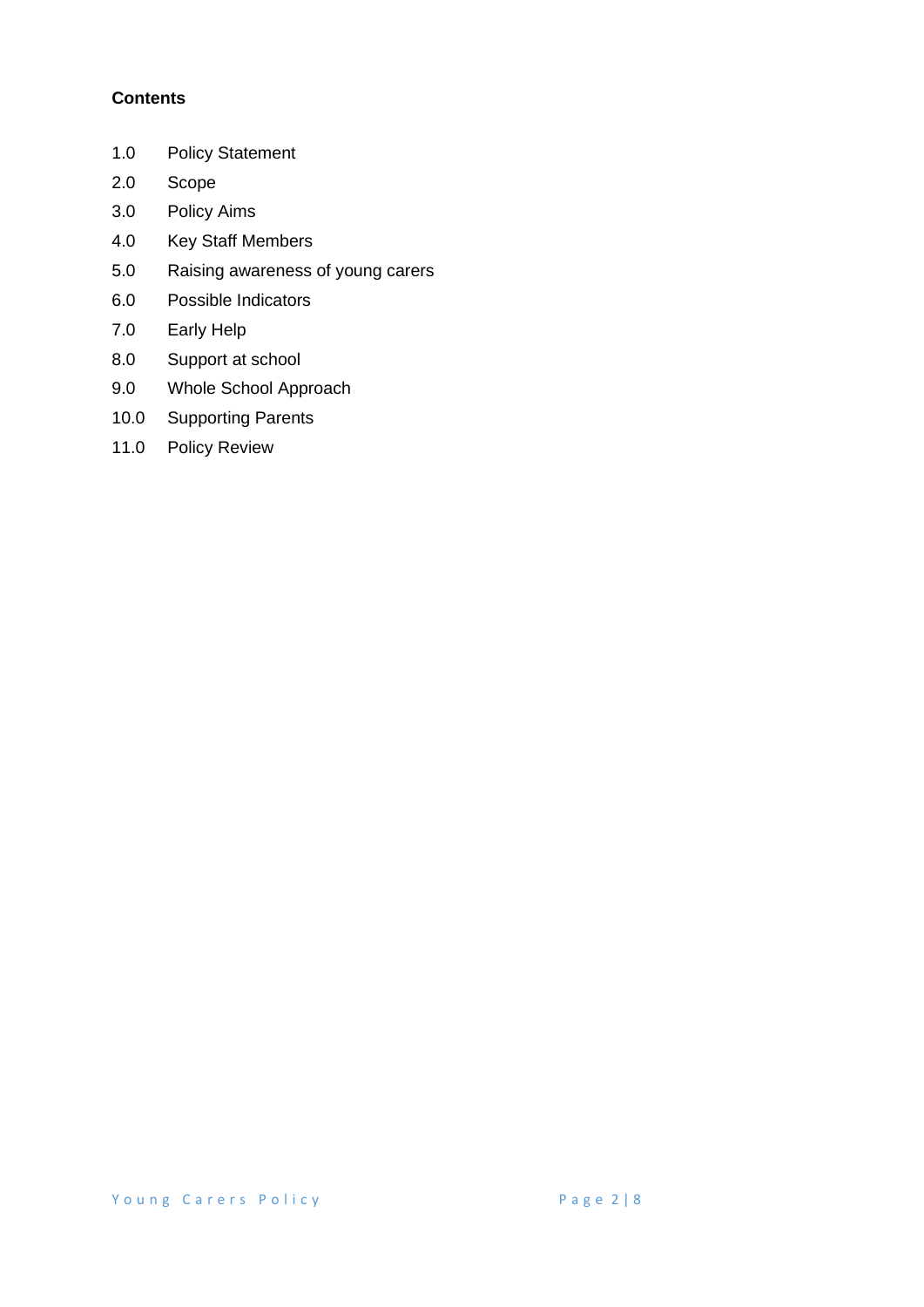**Contents**

1.0 Policy Statement
2.0 Scope
3.0 Policy Aims
4.0 Key Staff Members
5.0 Raising awareness of young carers
6.0 Possible Indicators
7.0 Early Help
8.0 Support at school
9.0 Whole School Approach
10.0 Supporting Parents
11.0 Policy Review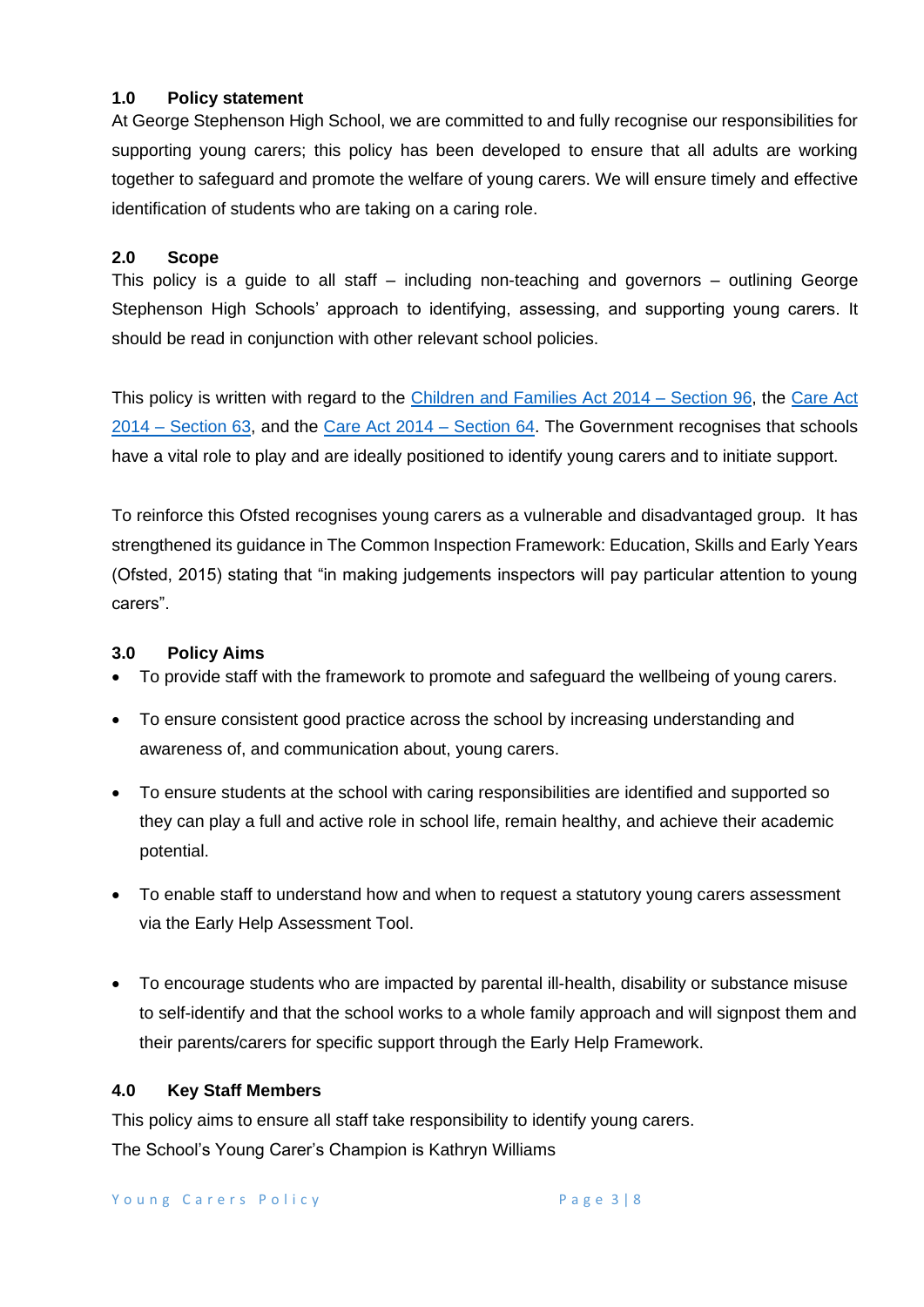## 1.0 Policy statement

At George Stephenson High School, we are committed to and fully recognise our responsibilities for supporting young carers; this policy has been developed to ensure that all adults are working together to safeguard and promote the welfare of young carers. We will ensure timely and effective identification of students who are taking on a caring role.

## 2.0 Scope

This policy is a guide to all staff – including non-teaching and governors – outlining George Stephenson High Schools' approach to identifying, assessing, and supporting young carers. It should be read in conjunction with other relevant school policies.

This policy is written with regard to the Children and Families Act 2014 – Section 96, the Care Act 2014 – Section 63, and the Care Act 2014 – Section 64. The Government recognises that schools have a vital role to play and are ideally positioned to identify young carers and to initiate support.

To reinforce this Ofsted recognises young carers as a vulnerable and disadvantaged group. It has strengthened its guidance in The Common Inspection Framework: Education, Skills and Early Years (Ofsted, 2015) stating that "in making judgements inspectors will pay particular attention to young carers".

## 3.0 Policy Aims

- To provide staff with the framework to promote and safeguard the wellbeing of young carers.
- To ensure consistent good practice across the school by increasing understanding and awareness of, and communication about, young carers.
- To ensure students at the school with caring responsibilities are identified and supported so they can play a full and active role in school life, remain healthy, and achieve their academic potential.
- To enable staff to understand how and when to request a statutory young carers assessment via the Early Help Assessment Tool.
- To encourage students who are impacted by parental ill-health, disability or substance misuse to self-identify and that the school works to a whole family approach and will signpost them and their parents/carers for specific support through the Early Help Framework.

## 4.0 Key Staff Members

This policy aims to ensure all staff take responsibility to identify young carers.
The School's Young Carer's Champion is Kathryn Williams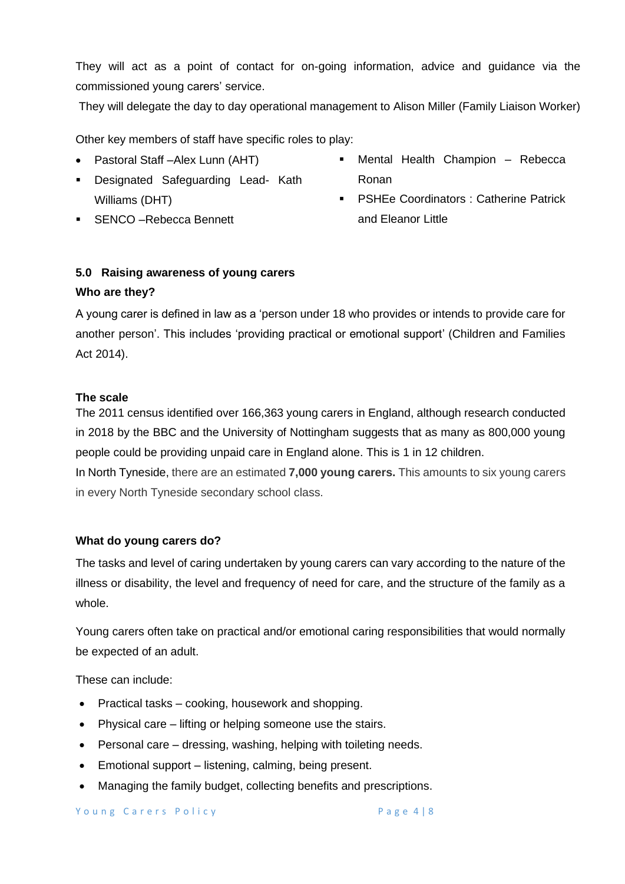They will act as a point of contact for on-going information, advice and guidance via the commissioned young carers' service.

They will delegate the day to day operational management to Alison Miller (Family Liaison Worker)

Other key members of staff have specific roles to play:

- Pastoral Staff –Alex Lunn (AHT)
- Designated Safeguarding Lead- Kath Williams (DHT)
- SENCO –Rebecca Bennett
- Mental Health Champion – Rebecca Ronan
- PSHEe Coordinators : Catherine Patrick and Eleanor Little

### 5.0 Raising awareness of young carers

**Who are they?**

A young carer is defined in law as a 'person under 18 who provides or intends to provide care for another person'. This includes 'providing practical or emotional support' (Children and Families Act 2014).

**The scale**

The 2011 census identified over 166,363 young carers in England, although research conducted in 2018 by the BBC and the University of Nottingham suggests that as many as 800,000 young people could be providing unpaid care in England alone. This is 1 in 12 children.

In North Tyneside, there are an estimated **7,000 young carers.** This amounts to six young carers in every North Tyneside secondary school class.

**What do young carers do?**

The tasks and level of caring undertaken by young carers can vary according to the nature of the illness or disability, the level and frequency of need for care, and the structure of the family as a whole.

Young carers often take on practical and/or emotional caring responsibilities that would normally be expected of an adult.

These can include:

- Practical tasks – cooking, housework and shopping.
- Physical care – lifting or helping someone use the stairs.
- Personal care – dressing, washing, helping with toileting needs.
- Emotional support – listening, calming, being present.
- Managing the family budget, collecting benefits and prescriptions.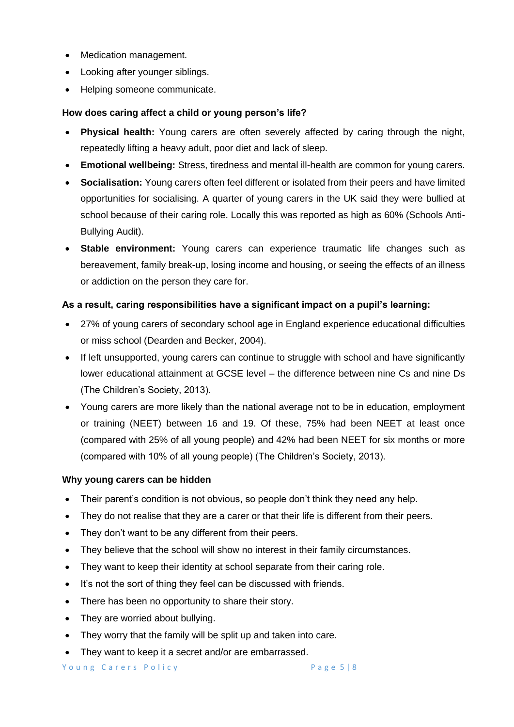- Medication management.
- Looking after younger siblings.
- Helping someone communicate.

**How does caring affect a child or young person's life?**

- **Physical health:** Young carers are often severely affected by caring through the night, repeatedly lifting a heavy adult, poor diet and lack of sleep.
- **Emotional wellbeing:** Stress, tiredness and mental ill-health are common for young carers.
- **Socialisation:** Young carers often feel different or isolated from their peers and have limited opportunities for socialising. A quarter of young carers in the UK said they were bullied at school because of their caring role. Locally this was reported as high as 60% (Schools Anti-Bullying Audit).
- **Stable environment:** Young carers can experience traumatic life changes such as bereavement, family break-up, losing income and housing, or seeing the effects of an illness or addiction on the person they care for.

**As a result, caring responsibilities have a significant impact on a pupil's learning:**

- 27% of young carers of secondary school age in England experience educational difficulties or miss school (Dearden and Becker, 2004).
- If left unsupported, young carers can continue to struggle with school and have significantly lower educational attainment at GCSE level – the difference between nine Cs and nine Ds (The Children's Society, 2013).
- Young carers are more likely than the national average not to be in education, employment or training (NEET) between 16 and 19. Of these, 75% had been NEET at least once (compared with 25% of all young people) and 42% had been NEET for six months or more (compared with 10% of all young people) (The Children's Society, 2013).

**Why young carers can be hidden**

- Their parent's condition is not obvious, so people don't think they need any help.
- They do not realise that they are a carer or that their life is different from their peers.
- They don't want to be any different from their peers.
- They believe that the school will show no interest in their family circumstances.
- They want to keep their identity at school separate from their caring role.
- It's not the sort of thing they feel can be discussed with friends.
- There has been no opportunity to share their story.
- They are worried about bullying.
- They worry that the family will be split up and taken into care.
- They want to keep it a secret and/or are embarrassed.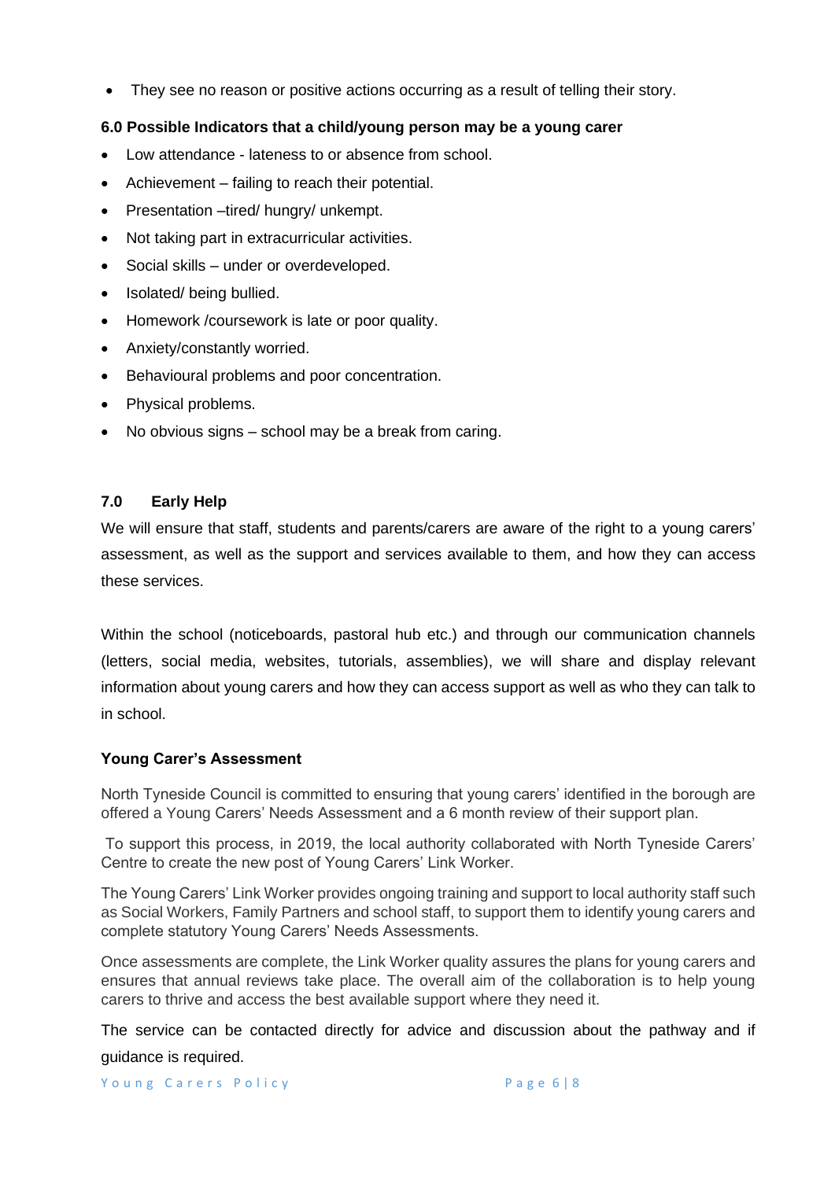- They see no reason or positive actions occurring as a result of telling their story.

### 6.0 Possible Indicators that a child/young person may be a young carer

- Low attendance - lateness to or absence from school.
- Achievement – failing to reach their potential.
- Presentation –tired/ hungry/ unkempt.
- Not taking part in extracurricular activities.
- Social skills – under or overdeveloped.
- Isolated/ being bullied.
- Homework /coursework is late or poor quality.
- Anxiety/constantly worried.
- Behavioural problems and poor concentration.
- Physical problems.
- No obvious signs – school may be a break from caring.

### 7.0 Early Help

We will ensure that staff, students and parents/carers are aware of the right to a young carers' assessment, as well as the support and services available to them, and how they can access these services.

Within the school (noticeboards, pastoral hub etc.) and through our communication channels (letters, social media, websites, tutorials, assemblies), we will share and display relevant information about young carers and how they can access support as well as who they can talk to in school.

**Young Carer's Assessment**

North Tyneside Council is committed to ensuring that young carers' identified in the borough are offered a Young Carers' Needs Assessment and a 6 month review of their support plan.

To support this process, in 2019, the local authority collaborated with North Tyneside Carers' Centre to create the new post of Young Carers' Link Worker.

The Young Carers' Link Worker provides ongoing training and support to local authority staff such as Social Workers, Family Partners and school staff, to support them to identify young carers and complete statutory Young Carers' Needs Assessments.

Once assessments are complete, the Link Worker quality assures the plans for young carers and ensures that annual reviews take place. The overall aim of the collaboration is to help young carers to thrive and access the best available support where they need it.

The service can be contacted directly for advice and discussion about the pathway and if guidance is required.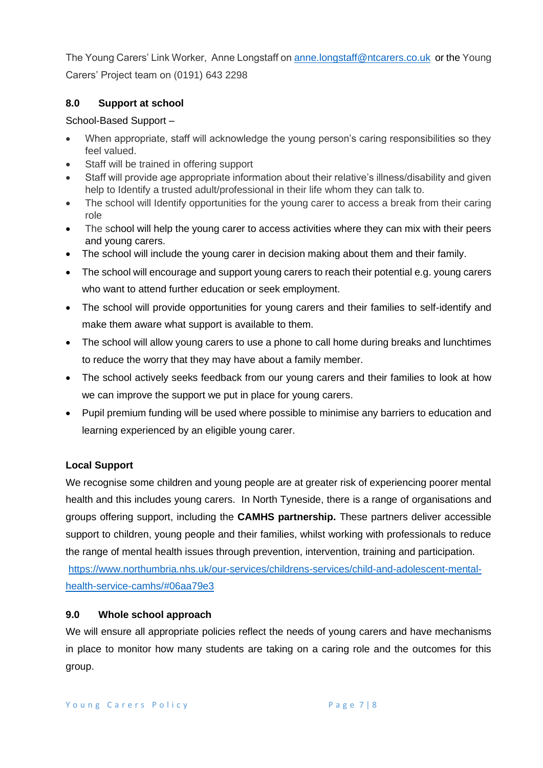The Young Carers' Link Worker, Anne Longstaff on [anne.longstaff@ntcarers.co.uk](mailto:anne.longstaff@ntcarers.co.uk) or the Young Carers' Project team on (0191) 643 2298

### 8.0 Support at school

School-Based Support –

- When appropriate, staff will acknowledge the young person's caring responsibilities so they feel valued.
- Staff will be trained in offering support
- Staff will provide age appropriate information about their relative's illness/disability and given help to Identify a trusted adult/professional in their life whom they can talk to.
- The school will Identify opportunities for the young carer to access a break from their caring role
- The school will help the young carer to access activities where they can mix with their peers and young carers.
- The school will include the young carer in decision making about them and their family.
- The school will encourage and support young carers to reach their potential e.g. young carers who want to attend further education or seek employment.
- The school will provide opportunities for young carers and their families to self-identify and make them aware what support is available to them.
- The school will allow young carers to use a phone to call home during breaks and lunchtimes to reduce the worry that they may have about a family member.
- The school actively seeks feedback from our young carers and their families to look at how we can improve the support we put in place for young carers.
- Pupil premium funding will be used where possible to minimise any barriers to education and learning experienced by an eligible young carer.

**Local Support**

We recognise some children and young people are at greater risk of experiencing poorer mental health and this includes young carers. In North Tyneside, there is a range of organisations and groups offering support, including the **CAMHS partnership.** These partners deliver accessible support to children, young people and their families, whilst working with professionals to reduce the range of mental health issues through prevention, intervention, training and participation. [https://www.northumbria.nhs.uk/our-services/childrens-services/child-and-adolescent-mental-health-service-camhs/#06aa79e3](https://www.northumbria.nhs.uk/our-services/childrens-services/child-and-adolescent-mental-health-service-camhs/#06aa79e3)

### 9.0 Whole school approach

We will ensure all appropriate policies reflect the needs of young carers and have mechanisms in place to monitor how many students are taking on a caring role and the outcomes for this group.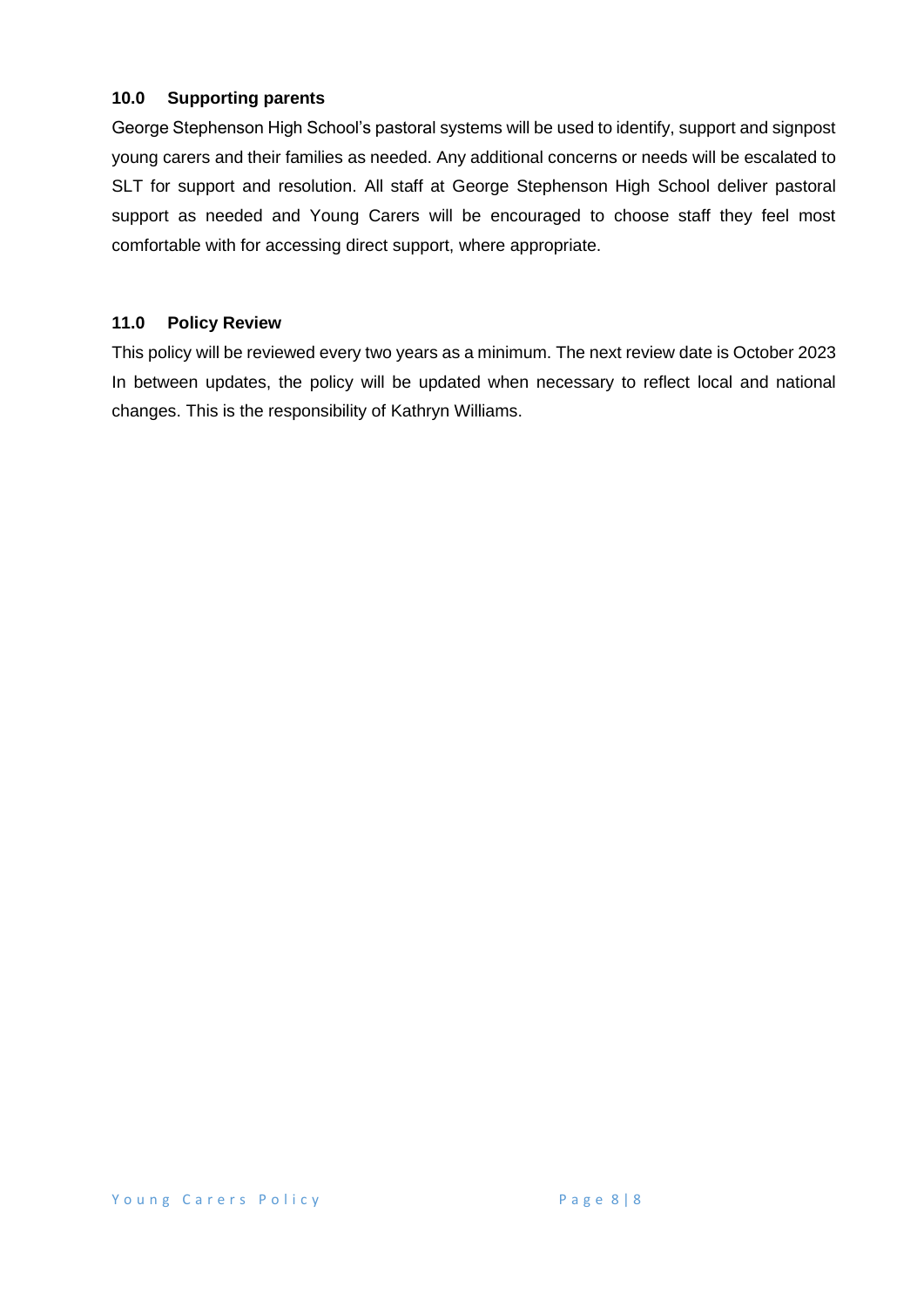## 10.0 Supporting parents

George Stephenson High School's pastoral systems will be used to identify, support and signpost young carers and their families as needed. Any additional concerns or needs will be escalated to SLT for support and resolution. All staff at George Stephenson High School deliver pastoral support as needed and Young Carers will be encouraged to choose staff they feel most comfortable with for accessing direct support, where appropriate.

## 11.0 Policy Review

This policy will be reviewed every two years as a minimum. The next review date is October 2023 In between updates, the policy will be updated when necessary to reflect local and national changes. This is the responsibility of Kathryn Williams.